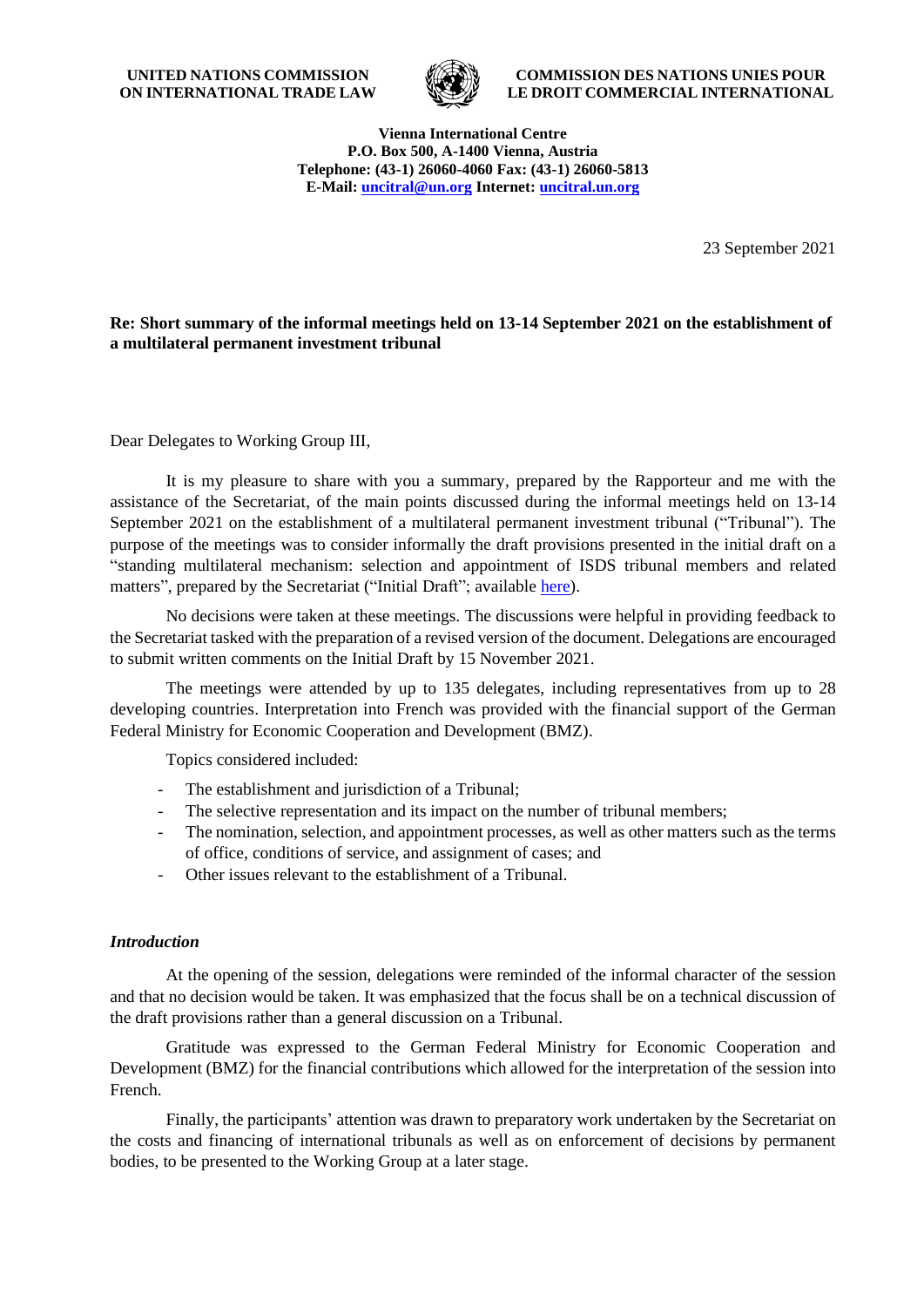**UNITED NATIONS COMMISSION ON INTERNATIONAL TRADE LAW**

**COMMISSION DES NATIONS UNIES POUR LE DROIT COMMERCIAL INTERNATIONAL**

**Vienna International Centre**
**P.O. Box 500, A-1400 Vienna, Austria**
**Telephone: (43-1) 26060-4060 Fax: (43-1) 26060-5813**
**E-Mail: uncitral@un.org Internet: uncitral.un.org**

23 September 2021

**Re: Short summary of the informal meetings held on 13-14 September 2021 on the establishment of a multilateral permanent investment tribunal**

Dear Delegates to Working Group III,

It is my pleasure to share with you a summary, prepared by the Rapporteur and me with the assistance of the Secretariat, of the main points discussed during the informal meetings held on 13-14 September 2021 on the establishment of a multilateral permanent investment tribunal ("Tribunal"). The purpose of the meetings was to consider informally the draft provisions presented in the initial draft on a "standing multilateral mechanism: selection and appointment of ISDS tribunal members and related matters", prepared by the Secretariat ("Initial Draft"; available here).

No decisions were taken at these meetings. The discussions were helpful in providing feedback to the Secretariat tasked with the preparation of a revised version of the document. Delegations are encouraged to submit written comments on the Initial Draft by 15 November 2021.

The meetings were attended by up to 135 delegates, including representatives from up to 28 developing countries. Interpretation into French was provided with the financial support of the German Federal Ministry for Economic Cooperation and Development (BMZ).

Topics considered included:

- The establishment and jurisdiction of a Tribunal;
- The selective representation and its impact on the number of tribunal members;
- The nomination, selection, and appointment processes, as well as other matters such as the terms of office, conditions of service, and assignment of cases; and
- Other issues relevant to the establishment of a Tribunal.

### *Introduction*

At the opening of the session, delegations were reminded of the informal character of the session and that no decision would be taken. It was emphasized that the focus shall be on a technical discussion of the draft provisions rather than a general discussion on a Tribunal.

Gratitude was expressed to the German Federal Ministry for Economic Cooperation and Development (BMZ) for the financial contributions which allowed for the interpretation of the session into French.

Finally, the participants' attention was drawn to preparatory work undertaken by the Secretariat on the costs and financing of international tribunals as well as on enforcement of decisions by permanent bodies, to be presented to the Working Group at a later stage.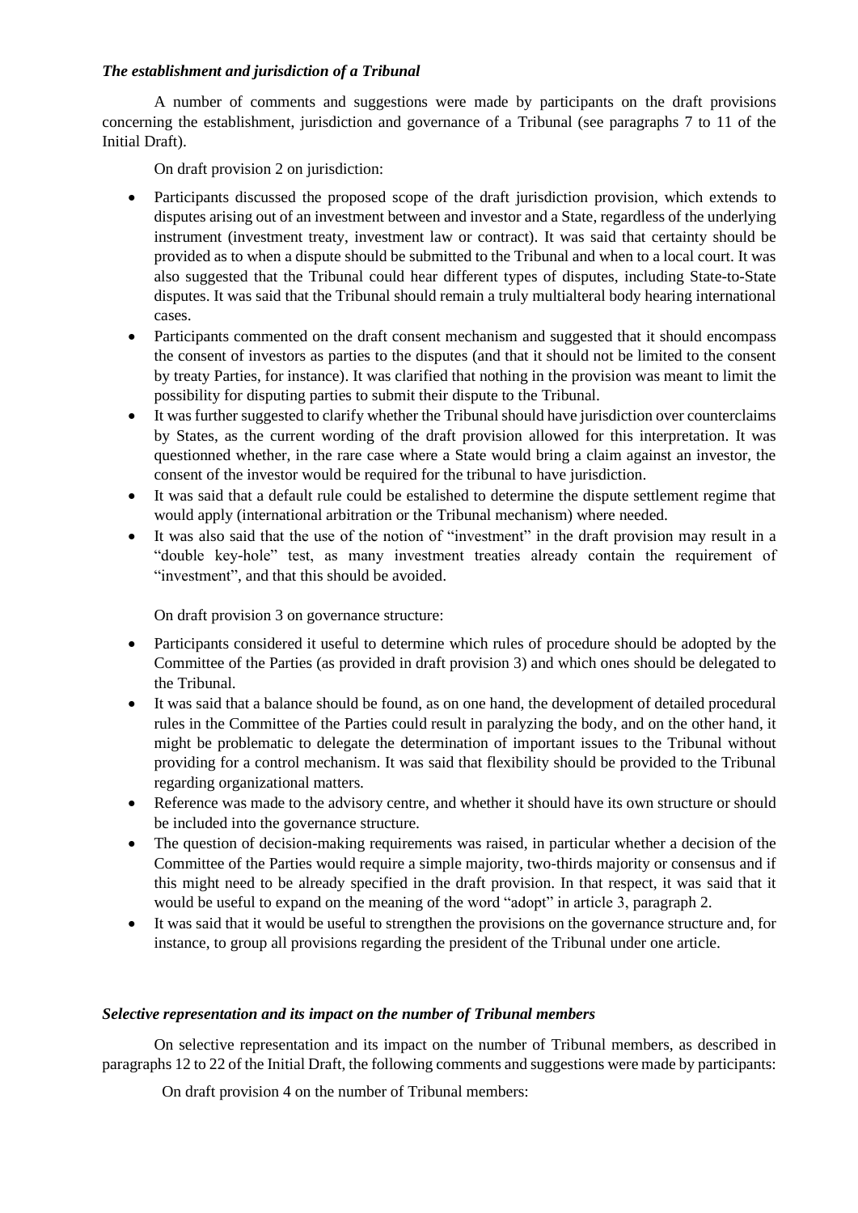### *The establishment and jurisdiction of a Tribunal*

A number of comments and suggestions were made by participants on the draft provisions concerning the establishment, jurisdiction and governance of a Tribunal (see paragraphs 7 to 11 of the Initial Draft).

On draft provision 2 on jurisdiction:

- Participants discussed the proposed scope of the draft jurisdiction provision, which extends to disputes arising out of an investment between and investor and a State, regardless of the underlying instrument (investment treaty, investment law or contract). It was said that certainty should be provided as to when a dispute should be submitted to the Tribunal and when to a local court. It was also suggested that the Tribunal could hear different types of disputes, including State-to-State disputes. It was said that the Tribunal should remain a truly multialteral body hearing international cases.
- Participants commented on the draft consent mechanism and suggested that it should encompass the consent of investors as parties to the disputes (and that it should not be limited to the consent by treaty Parties, for instance). It was clarified that nothing in the provision was meant to limit the possibility for disputing parties to submit their dispute to the Tribunal.
- It was further suggested to clarify whether the Tribunal should have jurisdiction over counterclaims by States, as the current wording of the draft provision allowed for this interpretation. It was questionned whether, in the rare case where a State would bring a claim against an investor, the consent of the investor would be required for the tribunal to have jurisdiction.
- It was said that a default rule could be estalished to determine the dispute settlement regime that would apply (international arbitration or the Tribunal mechanism) where needed.
- It was also said that the use of the notion of "investment" in the draft provision may result in a "double key-hole" test, as many investment treaties already contain the requirement of "investment", and that this should be avoided.

On draft provision 3 on governance structure:

- Participants considered it useful to determine which rules of procedure should be adopted by the Committee of the Parties (as provided in draft provision 3) and which ones should be delegated to the Tribunal.
- It was said that a balance should be found, as on one hand, the development of detailed procedural rules in the Committee of the Parties could result in paralyzing the body, and on the other hand, it might be problematic to delegate the determination of important issues to the Tribunal without providing for a control mechanism. It was said that flexibility should be provided to the Tribunal regarding organizational matters.
- Reference was made to the advisory centre, and whether it should have its own structure or should be included into the governance structure.
- The question of decision-making requirements was raised, in particular whether a decision of the Committee of the Parties would require a simple majority, two-thirds majority or consensus and if this might need to be already specified in the draft provision. In that respect, it was said that it would be useful to expand on the meaning of the word "adopt" in article 3, paragraph 2.
- It was said that it would be useful to strengthen the provisions on the governance structure and, for instance, to group all provisions regarding the president of the Tribunal under one article.

### *Selective representation and its impact on the number of Tribunal members*

On selective representation and its impact on the number of Tribunal members, as described in paragraphs 12 to 22 of the Initial Draft, the following comments and suggestions were made by participants:

On draft provision 4 on the number of Tribunal members: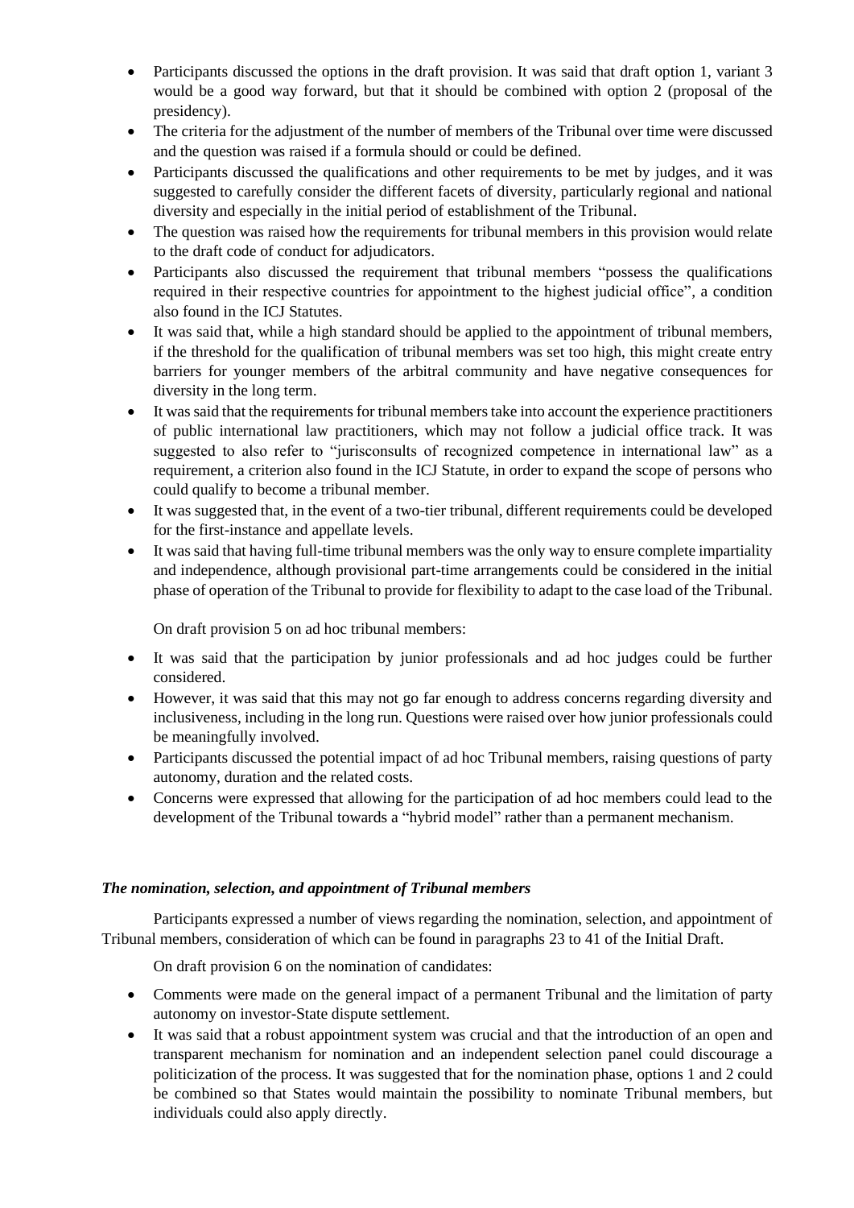- Participants discussed the options in the draft provision. It was said that draft option 1, variant 3 would be a good way forward, but that it should be combined with option 2 (proposal of the presidency).
- The criteria for the adjustment of the number of members of the Tribunal over time were discussed and the question was raised if a formula should or could be defined.
- Participants discussed the qualifications and other requirements to be met by judges, and it was suggested to carefully consider the different facets of diversity, particularly regional and national diversity and especially in the initial period of establishment of the Tribunal.
- The question was raised how the requirements for tribunal members in this provision would relate to the draft code of conduct for adjudicators.
- Participants also discussed the requirement that tribunal members "possess the qualifications required in their respective countries for appointment to the highest judicial office", a condition also found in the ICJ Statutes.
- It was said that, while a high standard should be applied to the appointment of tribunal members, if the threshold for the qualification of tribunal members was set too high, this might create entry barriers for younger members of the arbitral community and have negative consequences for diversity in the long term.
- It was said that the requirements for tribunal members take into account the experience practitioners of public international law practitioners, which may not follow a judicial office track. It was suggested to also refer to "jurisconsults of recognized competence in international law" as a requirement, a criterion also found in the ICJ Statute, in order to expand the scope of persons who could qualify to become a tribunal member.
- It was suggested that, in the event of a two-tier tribunal, different requirements could be developed for the first-instance and appellate levels.
- It was said that having full-time tribunal members was the only way to ensure complete impartiality and independence, although provisional part-time arrangements could be considered in the initial phase of operation of the Tribunal to provide for flexibility to adapt to the case load of the Tribunal.

On draft provision 5 on ad hoc tribunal members:

- It was said that the participation by junior professionals and ad hoc judges could be further considered.
- However, it was said that this may not go far enough to address concerns regarding diversity and inclusiveness, including in the long run. Questions were raised over how junior professionals could be meaningfully involved.
- Participants discussed the potential impact of ad hoc Tribunal members, raising questions of party autonomy, duration and the related costs.
- Concerns were expressed that allowing for the participation of ad hoc members could lead to the development of the Tribunal towards a "hybrid model" rather than a permanent mechanism.

### *The nomination, selection, and appointment of Tribunal members*

Participants expressed a number of views regarding the nomination, selection, and appointment of Tribunal members, consideration of which can be found in paragraphs 23 to 41 of the Initial Draft.

On draft provision 6 on the nomination of candidates:

- Comments were made on the general impact of a permanent Tribunal and the limitation of party autonomy on investor-State dispute settlement.
- It was said that a robust appointment system was crucial and that the introduction of an open and transparent mechanism for nomination and an independent selection panel could discourage a politicization of the process. It was suggested that for the nomination phase, options 1 and 2 could be combined so that States would maintain the possibility to nominate Tribunal members, but individuals could also apply directly.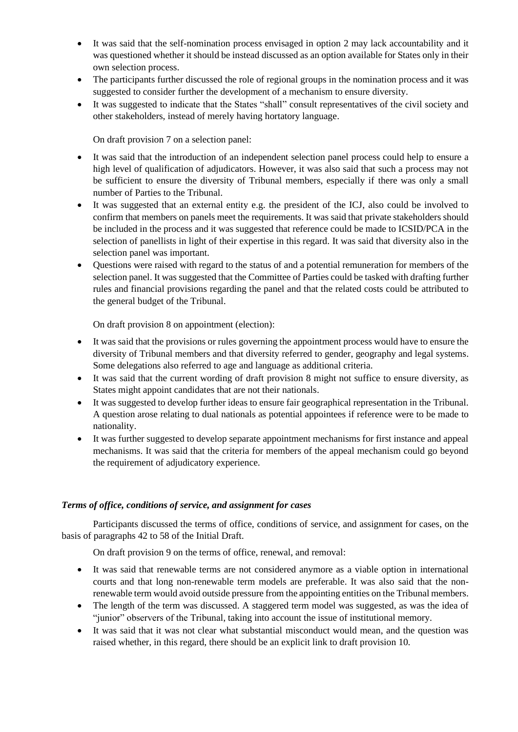- It was said that the self-nomination process envisaged in option 2 may lack accountability and it was questioned whether it should be instead discussed as an option available for States only in their own selection process.
- The participants further discussed the role of regional groups in the nomination process and it was suggested to consider further the development of a mechanism to ensure diversity.
- It was suggested to indicate that the States "shall" consult representatives of the civil society and other stakeholders, instead of merely having hortatory language.

On draft provision 7 on a selection panel:

- It was said that the introduction of an independent selection panel process could help to ensure a high level of qualification of adjudicators. However, it was also said that such a process may not be sufficient to ensure the diversity of Tribunal members, especially if there was only a small number of Parties to the Tribunal.
- It was suggested that an external entity e.g. the president of the ICJ, also could be involved to confirm that members on panels meet the requirements. It was said that private stakeholders should be included in the process and it was suggested that reference could be made to ICSID/PCA in the selection of panellists in light of their expertise in this regard. It was said that diversity also in the selection panel was important.
- Questions were raised with regard to the status of and a potential remuneration for members of the selection panel. It was suggested that the Committee of Parties could be tasked with drafting further rules and financial provisions regarding the panel and that the related costs could be attributed to the general budget of the Tribunal.

On draft provision 8 on appointment (election):

- It was said that the provisions or rules governing the appointment process would have to ensure the diversity of Tribunal members and that diversity referred to gender, geography and legal systems. Some delegations also referred to age and language as additional criteria.
- It was said that the current wording of draft provision 8 might not suffice to ensure diversity, as States might appoint candidates that are not their nationals.
- It was suggested to develop further ideas to ensure fair geographical representation in the Tribunal. A question arose relating to dual nationals as potential appointees if reference were to be made to nationality.
- It was further suggested to develop separate appointment mechanisms for first instance and appeal mechanisms. It was said that the criteria for members of the appeal mechanism could go beyond the requirement of adjudicatory experience.

### *Terms of office, conditions of service, and assignment for cases*

Participants discussed the terms of office, conditions of service, and assignment for cases, on the basis of paragraphs 42 to 58 of the Initial Draft.

On draft provision 9 on the terms of office, renewal, and removal:

- It was said that renewable terms are not considered anymore as a viable option in international courts and that long non-renewable term models are preferable. It was also said that the non-renewable term would avoid outside pressure from the appointing entities on the Tribunal members.
- The length of the term was discussed. A staggered term model was suggested, as was the idea of "junior" observers of the Tribunal, taking into account the issue of institutional memory.
- It was said that it was not clear what substantial misconduct would mean, and the question was raised whether, in this regard, there should be an explicit link to draft provision 10.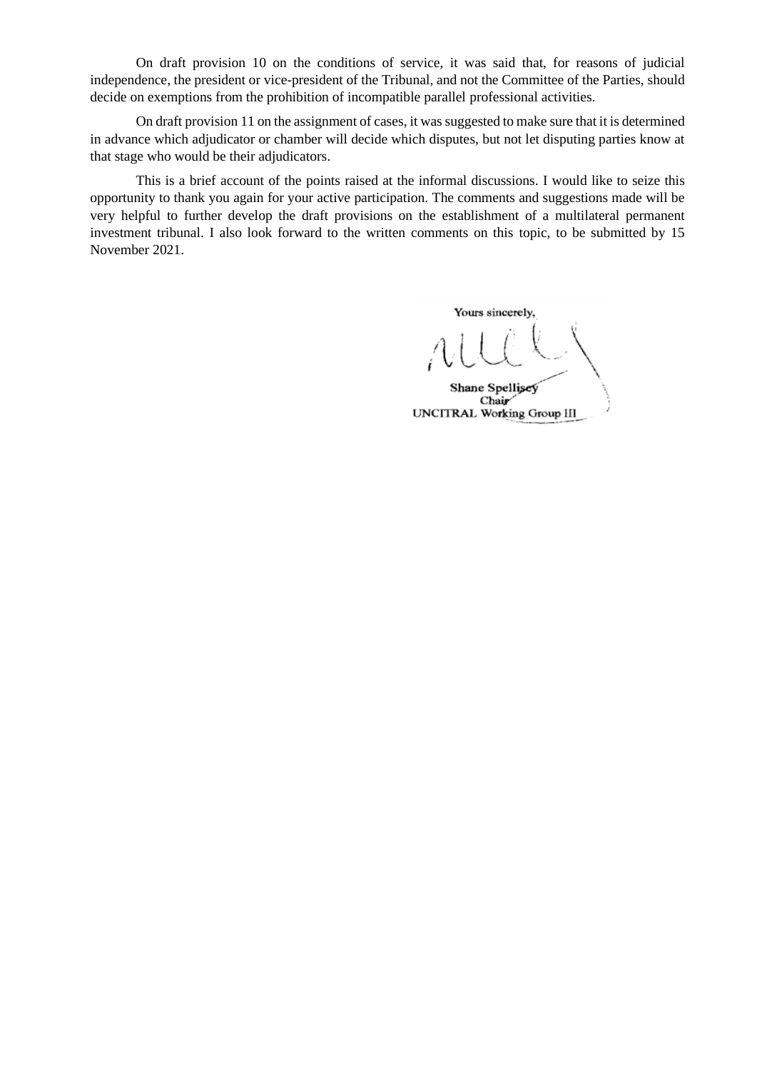On draft provision 10 on the conditions of service, it was said that, for reasons of judicial independence, the president or vice-president of the Tribunal, and not the Committee of the Parties, should decide on exemptions from the prohibition of incompatible parallel professional activities.

On draft provision 11 on the assignment of cases, it was suggested to make sure that it is determined in advance which adjudicator or chamber will decide which disputes, but not let disputing parties know at that stage who would be their adjudicators.

This is a brief account of the points raised at the informal discussions. I would like to seize this opportunity to thank you again for your active participation. The comments and suggestions made will be very helpful to further develop the draft provisions on the establishment of a multilateral permanent investment tribunal. I also look forward to the written comments on this topic, to be submitted by 15 November 2021.

Yours sincerely,

**Shane Spelliscy**
Chair
UNCITRAL Working Group III